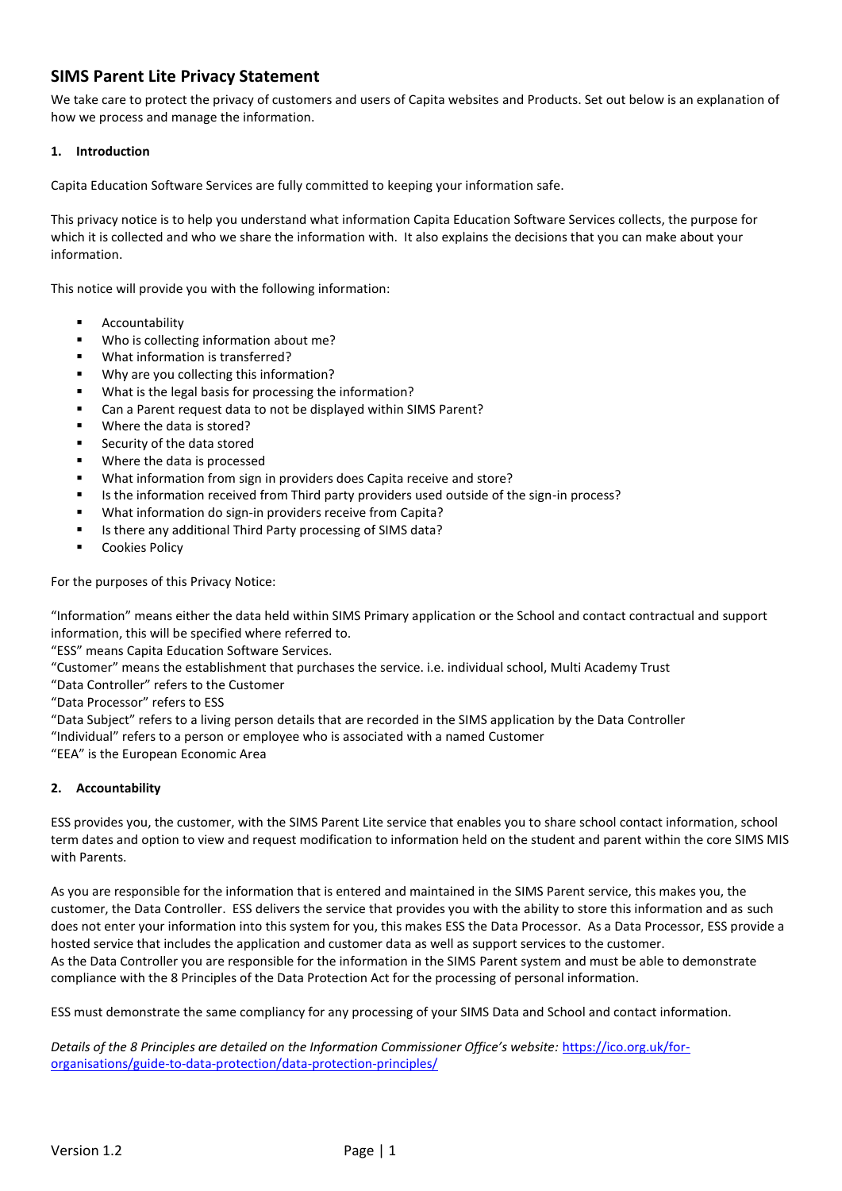# SIMS Parent Lite Privacy Statement

We take care to protect the privacy of customers and users of Capita websites and Products. Set out below is an explanation of how we process and manage the information.

## 1. Introduction

Capita Education Software Services are fully committed to keeping your information safe.

This privacy notice is to help you understand what information Capita Education Software Services collects, the purpose for which it is collected and who we share the information with. It also explains the decisions that you can make about your information.

This notice will provide you with the following information:

- Accountability
- Who is collecting information about me?
- What information is transferred?
- Why are you collecting this information?
- What is the legal basis for processing the information?
- Can a Parent request data to not be displayed within SIMS Parent?
- Where the data is stored?
- Security of the data stored
- Where the data is processed
- What information from sign in providers does Capita receive and store?
- Is the information received from Third party providers used outside of the sign-in process?
- What information do sign-in providers receive from Capita?
- Is there any additional Third Party processing of SIMS data?
- Cookies Policy

For the purposes of this Privacy Notice:

"Information" means either the data held within SIMS Primary application or the School and contact contractual and support information, this will be specified where referred to.
"ESS" means Capita Education Software Services.
"Customer" means the establishment that purchases the service. i.e. individual school, Multi Academy Trust
"Data Controller" refers to the Customer
"Data Processor" refers to ESS
"Data Subject" refers to a living person details that are recorded in the SIMS application by the Data Controller
"Individual" refers to a person or employee who is associated with a named Customer
"EEA" is the European Economic Area

## 2. Accountability

ESS provides you, the customer, with the SIMS Parent Lite service that enables you to share school contact information, school term dates and option to view and request modification to information held on the student and parent within the core SIMS MIS with Parents.

As you are responsible for the information that is entered and maintained in the SIMS Parent service, this makes you, the customer, the Data Controller. ESS delivers the service that provides you with the ability to store this information and as such does not enter your information into this system for you, this makes ESS the Data Processor. As a Data Processor, ESS provide a hosted service that includes the application and customer data as well as support services to the customer.
As the Data Controller you are responsible for the information in the SIMS Parent system and must be able to demonstrate compliance with the 8 Principles of the Data Protection Act for the processing of personal information.

ESS must demonstrate the same compliancy for any processing of your SIMS Data and School and contact information.

*Details of the 8 Principles are detailed on the Information Commissioner Office's website:* [https://ico.org.uk/for-organisations/guide-to-data-protection/data-protection-principles/](https://ico.org.uk/for-organisations/guide-to-data-protection/data-protection-principles/)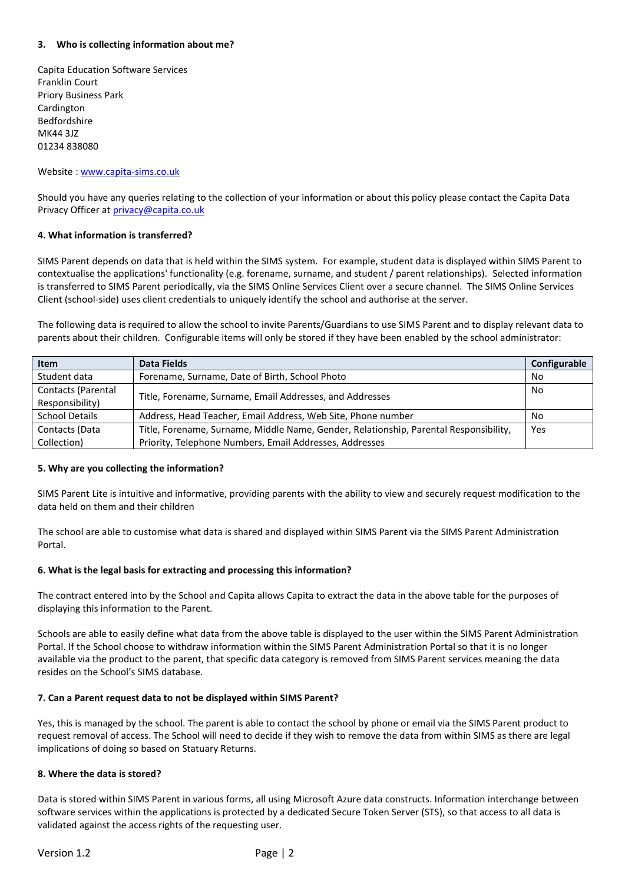### 3. Who is collecting information about me?

Capita Education Software Services
Franklin Court
Priory Business Park
Cardington
Bedfordshire
MK44 3JZ
01234 838080

Website : [www.capita-sims.co.uk](http://www.capita-sims.co.uk)

Should you have any queries relating to the collection of your information or about this policy please contact the Capita Data Privacy Officer at [privacy@capita.co.uk](mailto:privacy@capita.co.uk)

### 4. What information is transferred?

SIMS Parent depends on data that is held within the SIMS system. For example, student data is displayed within SIMS Parent to contextualise the applications' functionality (e.g. forename, surname, and student / parent relationships). Selected information is transferred to SIMS Parent periodically, via the SIMS Online Services Client over a secure channel. The SIMS Online Services Client (school-side) uses client credentials to uniquely identify the school and authorise at the server.

The following data is required to allow the school to invite Parents/Guardians to use SIMS Parent and to display relevant data to parents about their children. Configurable items will only be stored if they have been enabled by the school administrator:

| Item | Data Fields | Configurable |
| --- | --- | --- |
| Student data | Forename, Surname, Date of Birth, School Photo | No |
| Contacts (Parental Responsibility) | Title, Forename, Surname, Email Addresses, and Addresses | No |
| School Details | Address, Head Teacher, Email Address, Web Site, Phone number | No |
| Contacts (Data Collection) | Title, Forename, Surname, Middle Name, Gender, Relationship, Parental Responsibility, Priority, Telephone Numbers, Email Addresses, Addresses | Yes |

### 5. Why are you collecting the information?

SIMS Parent Lite is intuitive and informative, providing parents with the ability to view and securely request modification to the data held on them and their children

The school are able to customise what data is shared and displayed within SIMS Parent via the SIMS Parent Administration Portal.

### 6. What is the legal basis for extracting and processing this information?

The contract entered into by the School and Capita allows Capita to extract the data in the above table for the purposes of displaying this information to the Parent.

Schools are able to easily define what data from the above table is displayed to the user within the SIMS Parent Administration Portal. If the School choose to withdraw information within the SIMS Parent Administration Portal so that it is no longer available via the product to the parent, that specific data category is removed from SIMS Parent services meaning the data resides on the School's SIMS database.

### 7. Can a Parent request data to not be displayed within SIMS Parent?

Yes, this is managed by the school. The parent is able to contact the school by phone or email via the SIMS Parent product to request removal of access. The School will need to decide if they wish to remove the data from within SIMS as there are legal implications of doing so based on Statuary Returns.

### 8. Where the data is stored?

Data is stored within SIMS Parent in various forms, all using Microsoft Azure data constructs. Information interchange between software services within the applications is protected by a dedicated Secure Token Server (STS), so that access to all data is validated against the access rights of the requesting user.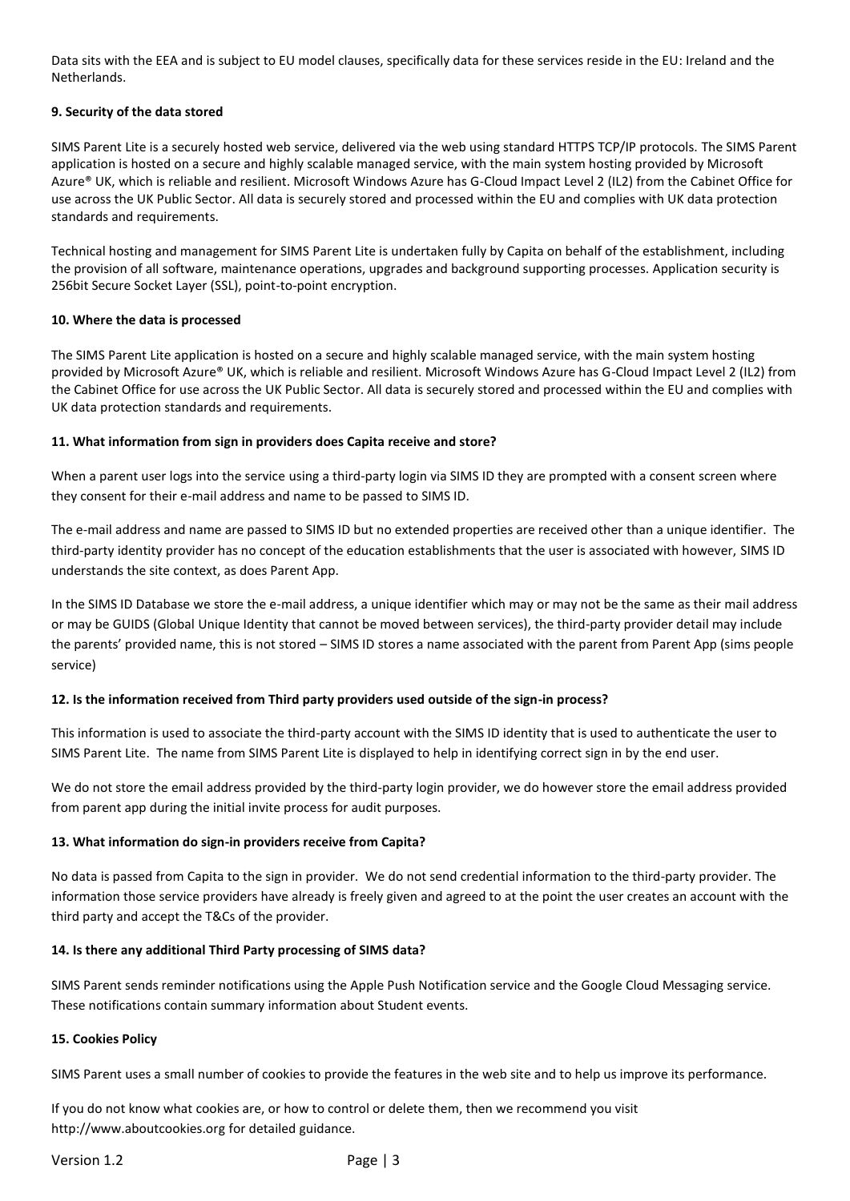Data sits with the EEA and is subject to EU model clauses, specifically data for these services reside in the EU: Ireland and the Netherlands.

**9. Security of the data stored**

SIMS Parent Lite is a securely hosted web service, delivered via the web using standard HTTPS TCP/IP protocols. The SIMS Parent application is hosted on a secure and highly scalable managed service, with the main system hosting provided by Microsoft Azure® UK, which is reliable and resilient. Microsoft Windows Azure has G-Cloud Impact Level 2 (IL2) from the Cabinet Office for use across the UK Public Sector. All data is securely stored and processed within the EU and complies with UK data protection standards and requirements.

Technical hosting and management for SIMS Parent Lite is undertaken fully by Capita on behalf of the establishment, including the provision of all software, maintenance operations, upgrades and background supporting processes. Application security is 256bit Secure Socket Layer (SSL), point-to-point encryption.

**10. Where the data is processed**

The SIMS Parent Lite application is hosted on a secure and highly scalable managed service, with the main system hosting provided by Microsoft Azure® UK, which is reliable and resilient. Microsoft Windows Azure has G-Cloud Impact Level 2 (IL2) from the Cabinet Office for use across the UK Public Sector. All data is securely stored and processed within the EU and complies with UK data protection standards and requirements.

**11. What information from sign in providers does Capita receive and store?**

When a parent user logs into the service using a third-party login via SIMS ID they are prompted with a consent screen where they consent for their e-mail address and name to be passed to SIMS ID.

The e-mail address and name are passed to SIMS ID but no extended properties are received other than a unique identifier. The third-party identity provider has no concept of the education establishments that the user is associated with however, SIMS ID understands the site context, as does Parent App.

In the SIMS ID Database we store the e-mail address, a unique identifier which may or may not be the same as their mail address or may be GUIDS (Global Unique Identity that cannot be moved between services), the third-party provider detail may include the parents' provided name, this is not stored – SIMS ID stores a name associated with the parent from Parent App (sims people service)

**12. Is the information received from Third party providers used outside of the sign-in process?**

This information is used to associate the third-party account with the SIMS ID identity that is used to authenticate the user to SIMS Parent Lite. The name from SIMS Parent Lite is displayed to help in identifying correct sign in by the end user.

We do not store the email address provided by the third-party login provider, we do however store the email address provided from parent app during the initial invite process for audit purposes.

**13. What information do sign-in providers receive from Capita?**

No data is passed from Capita to the sign in provider. We do not send credential information to the third-party provider. The information those service providers have already is freely given and agreed to at the point the user creates an account with the third party and accept the T&Cs of the provider.

**14. Is there any additional Third Party processing of SIMS data?**

SIMS Parent sends reminder notifications using the Apple Push Notification service and the Google Cloud Messaging service. These notifications contain summary information about Student events.

**15. Cookies Policy**

SIMS Parent uses a small number of cookies to provide the features in the web site and to help us improve its performance.

If you do not know what cookies are, or how to control or delete them, then we recommend you visit http://www.aboutcookies.org for detailed guidance.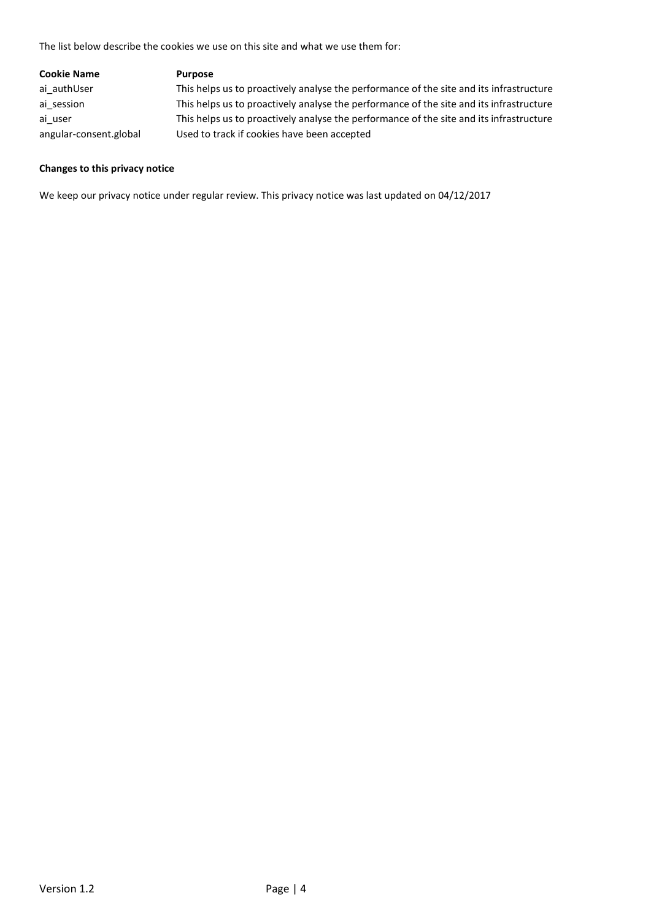The list below describe the cookies we use on this site and what we use them for:

| Cookie Name | Purpose |
| --- | --- |
| ai_authUser | This helps us to proactively analyse the performance of the site and its infrastructure |
| ai_session | This helps us to proactively analyse the performance of the site and its infrastructure |
| ai_user | This helps us to proactively analyse the performance of the site and its infrastructure |
| angular-consent.global | Used to track if cookies have been accepted |

**Changes to this privacy notice**

We keep our privacy notice under regular review. This privacy notice was last updated on 04/12/2017